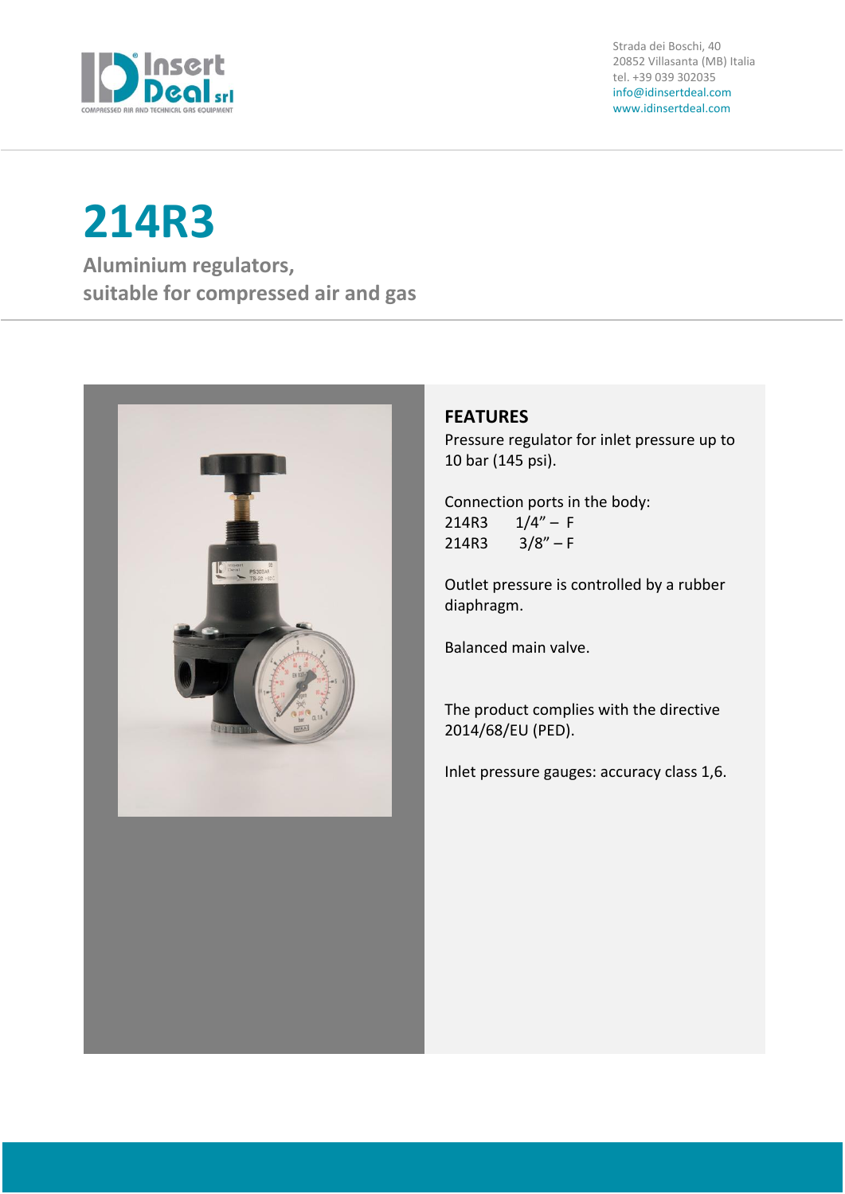Strada dei Boschi, 40
20852 Villasanta (MB) Italia
tel. +39 039 302035
info@idinsertdeal.com
www.idinsertdeal.com

# 214R3

## Aluminium regulators, suitable for compressed air and gas

### FEATURES

Pressure regulator for inlet pressure up to 10 bar (145 psi).

Connection ports in the body:
214R3 1/4" – F
214R3 3/8" – F

Outlet pressure is controlled by a rubber diaphragm.

Balanced main valve.

The product complies with the directive 2014/68/EU (PED).

Inlet pressure gauges: accuracy class 1,6.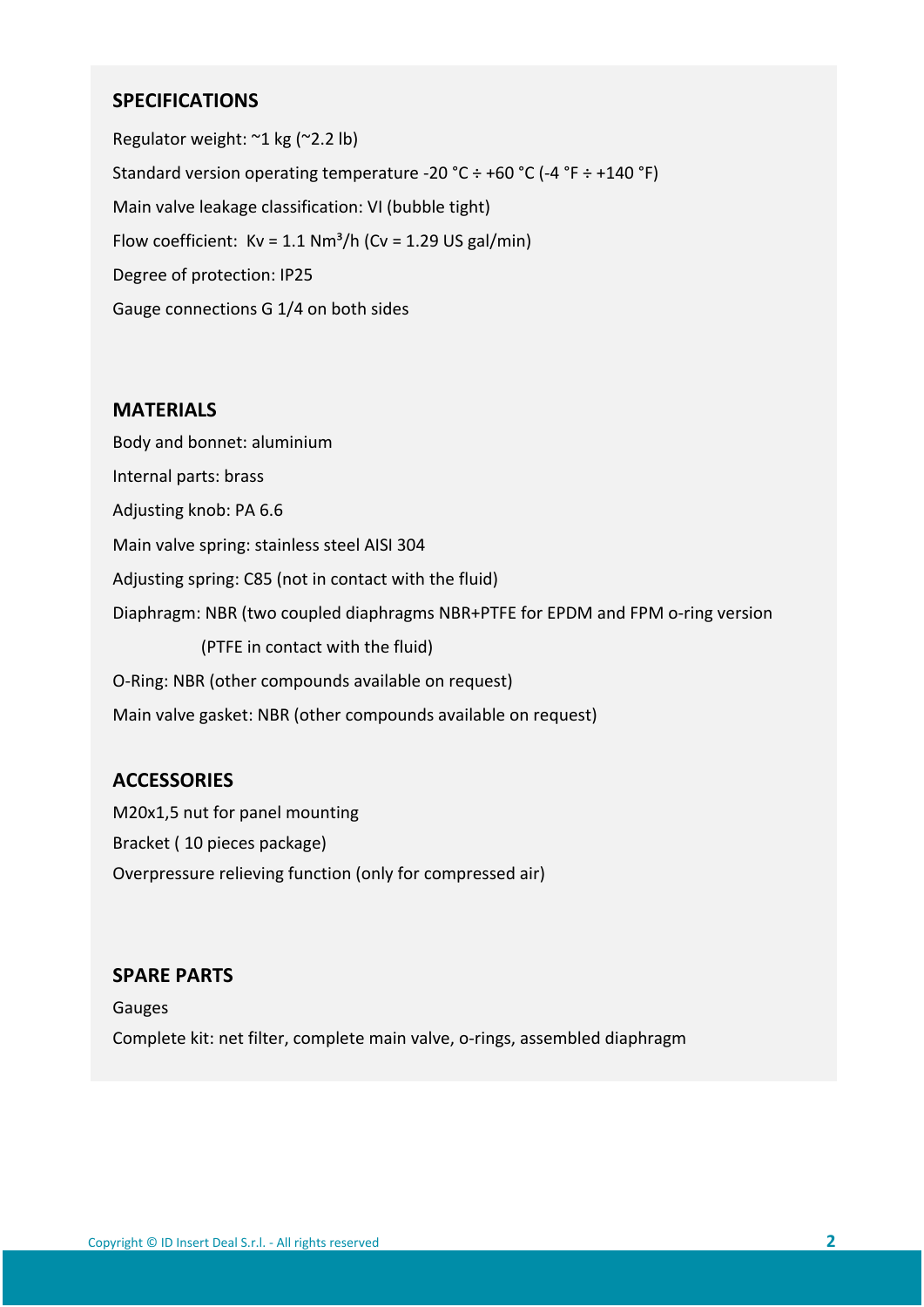## SPECIFICATIONS

Regulator weight: ~1 kg (~2.2 lb)

Standard version operating temperature -20 °C ÷ +60 °C (-4 °F ÷ +140 °F)

Main valve leakage classification: VI (bubble tight)

Flow coefficient: Kv = 1.1 Nm³/h (Cv = 1.29 US gal/min)

Degree of protection: IP25

Gauge connections G 1/4 on both sides

## MATERIALS

Body and bonnet: aluminium

Internal parts: brass

Adjusting knob: PA 6.6

Main valve spring: stainless steel AISI 304

Adjusting spring: C85 (not in contact with the fluid)

Diaphragm: NBR (two coupled diaphragms NBR+PTFE for EPDM and FPM o-ring version (PTFE in contact with the fluid)

O-Ring: NBR (other compounds available on request)

Main valve gasket: NBR (other compounds available on request)

## ACCESSORIES

M20x1,5 nut for panel mounting

Bracket ( 10 pieces package)

Overpressure relieving function (only for compressed air)

## SPARE PARTS

Gauges

Complete kit: net filter, complete main valve, o-rings, assembled diaphragm

Copyright © ID Insert Deal S.r.l. - All rights reserved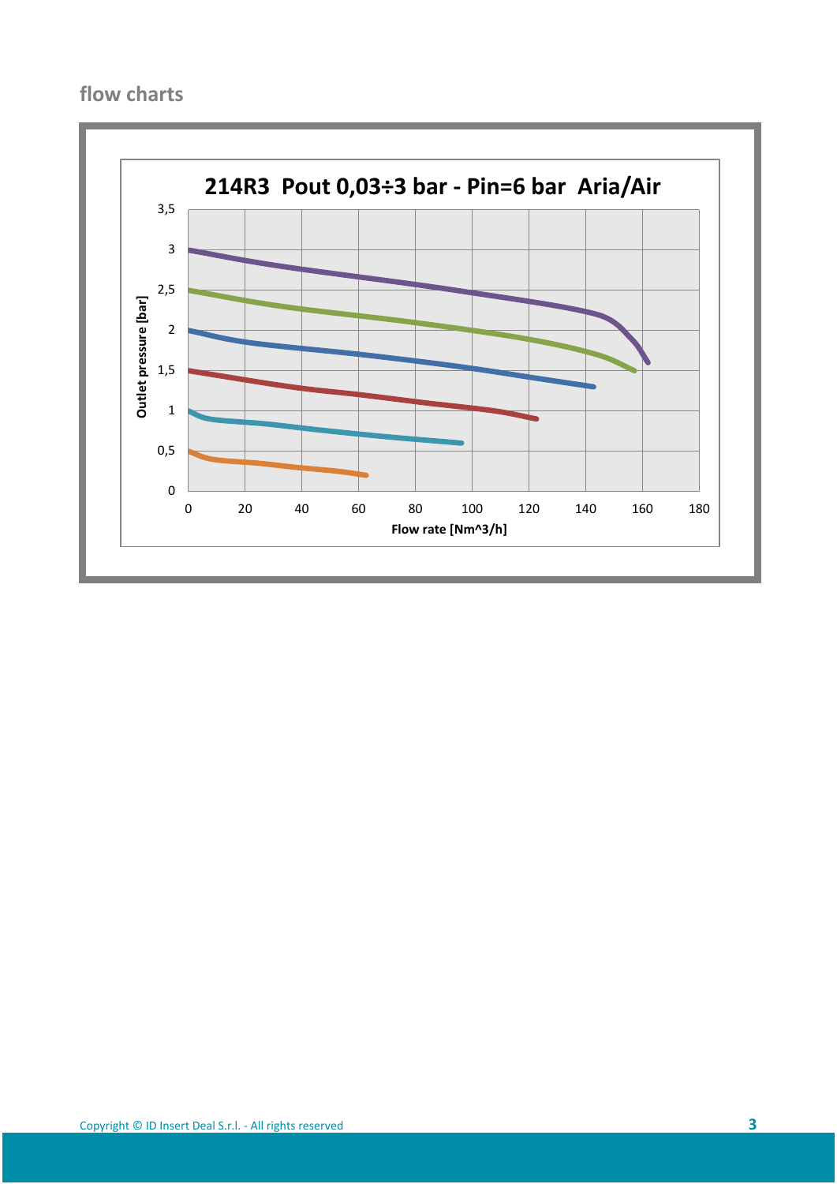## flow charts

**214R3 Pout 0,03÷3 bar - Pin=6 bar Aria/Air**

Outlet pressure [bar]

3,5
3
2,5
2
1,5
1
0,5
0

0 20 40 60 80 100 120 140 160 180

Flow rate [Nm^3/h]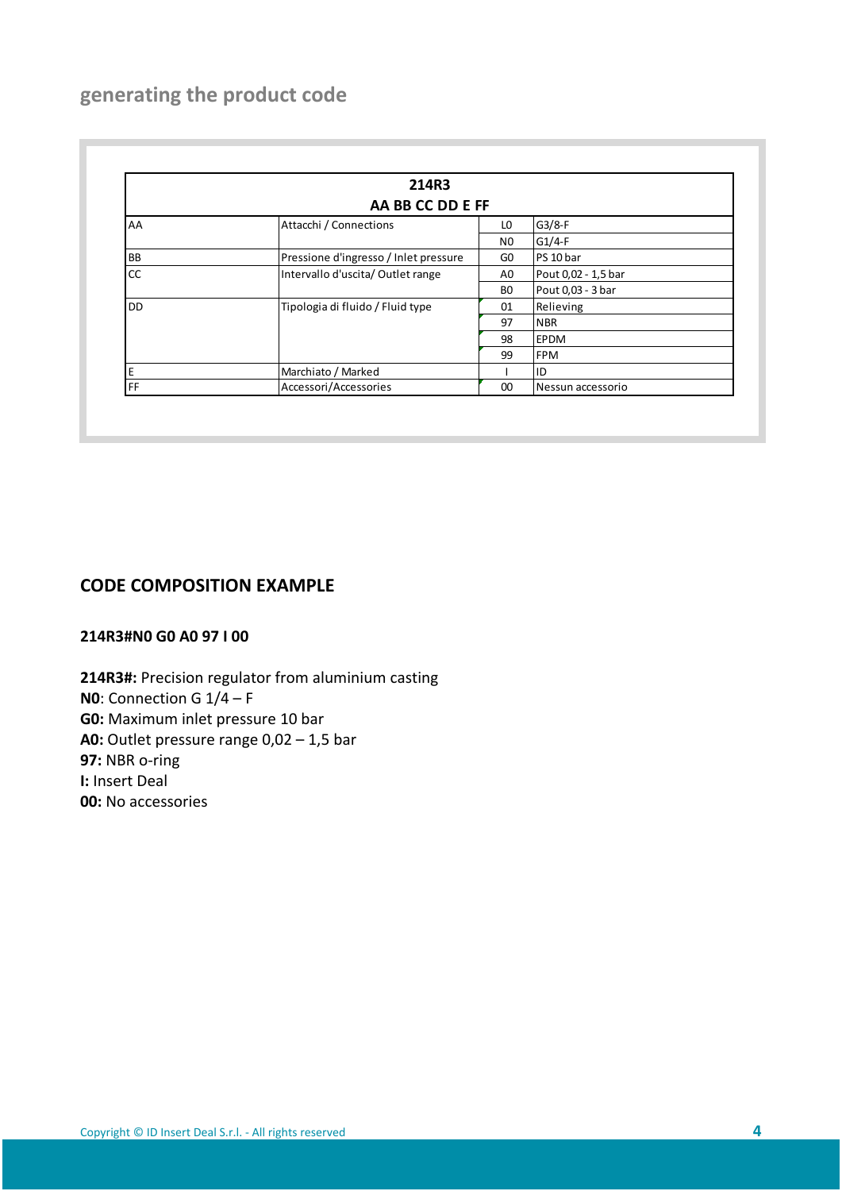## generating the product code

| 214R3<br>AA BB CC DD E FF | | | |
|---|---|---|---|
| AA | Attacchi / Connections | L0 | G3/8-F |
| | | N0 | G1/4-F |
| BB | Pressione d'ingresso / Inlet pressure | G0 | PS 10 bar |
| CC | Intervallo d'uscita/ Outlet range | A0 | Pout 0,02 - 1,5 bar |
| | | B0 | Pout 0,03 - 3 bar |
| DD | Tipologia di fluido / Fluid type | 01 | Relieving |
| | | 97 | NBR |
| | | 98 | EPDM |
| | | 99 | FPM |
| E | Marchiato / Marked | I | ID |
| FF | Accessori/Accessories | 00 | Nessun accessorio |

## CODE COMPOSITION EXAMPLE

**214R3#N0 G0 A0 97 I 00**

**214R3#:** Precision regulator from aluminium casting
**N0**: Connection G 1/4 – F
**G0:** Maximum inlet pressure 10 bar
**A0:** Outlet pressure range 0,02 – 1,5 bar
**97:** NBR o-ring
**I:** Insert Deal
**00:** No accessories

Copyright © ID Insert Deal S.r.l. - All rights reserved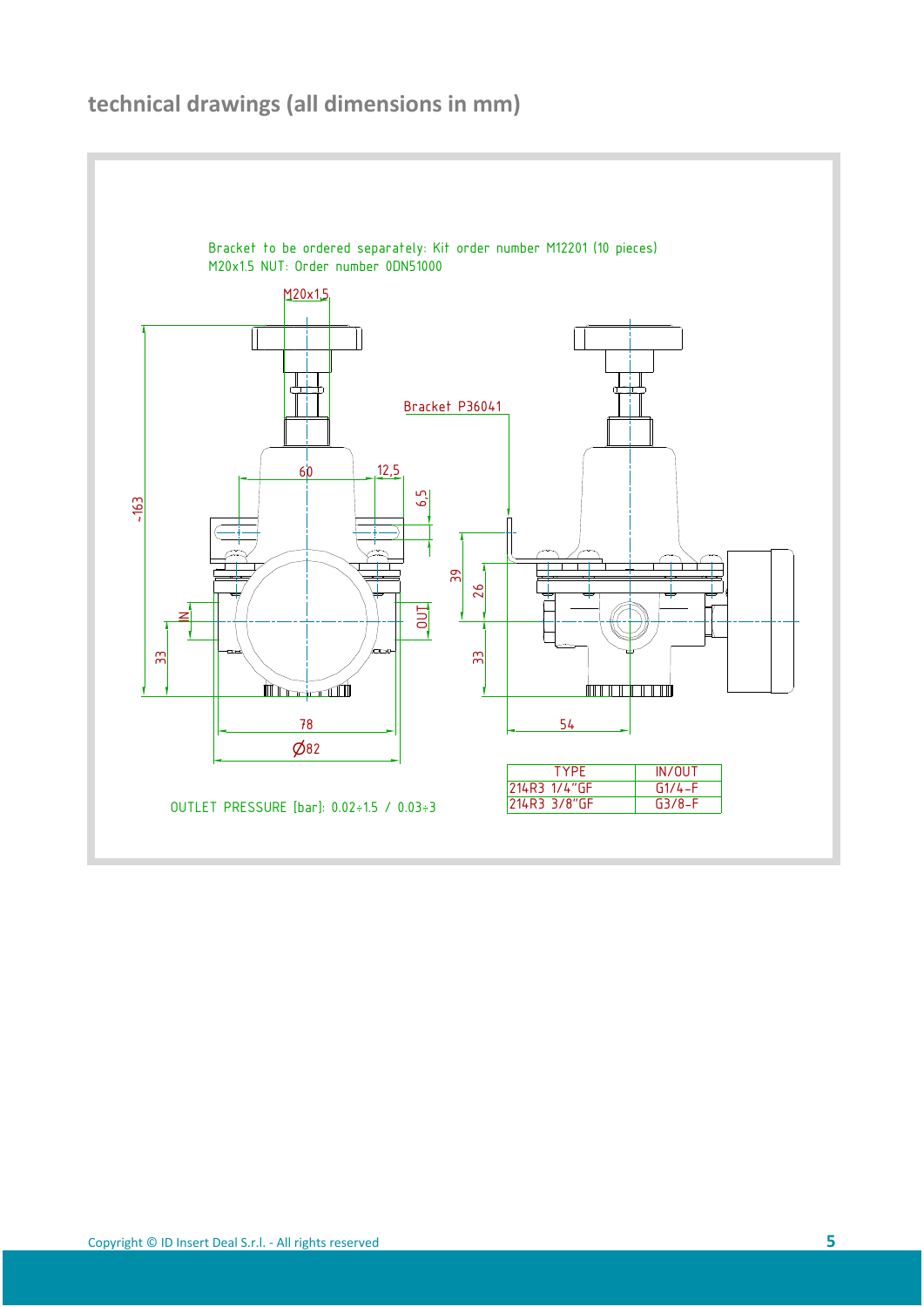## technical drawings (all dimensions in mm)

Bracket to be ordered separately: Kit order number M12201 (10 pieces)
M20x1.5 NUT: Order number 0DN51000

M20x1,5

Bracket P36041

~163

60

12,5

6,5

IN

OUT

33

39

26

33

78

Ø82

54

| TYPE | IN/OUT |
| --- | --- |
| 214R3 1/4"GF | G1/4-F |
| 214R3 3/8"GF | G3/8-F |

OUTLET PRESSURE [bar]: 0.02÷1.5 / 0.03÷3

Copyright © ID Insert Deal S.r.l. - All rights reserved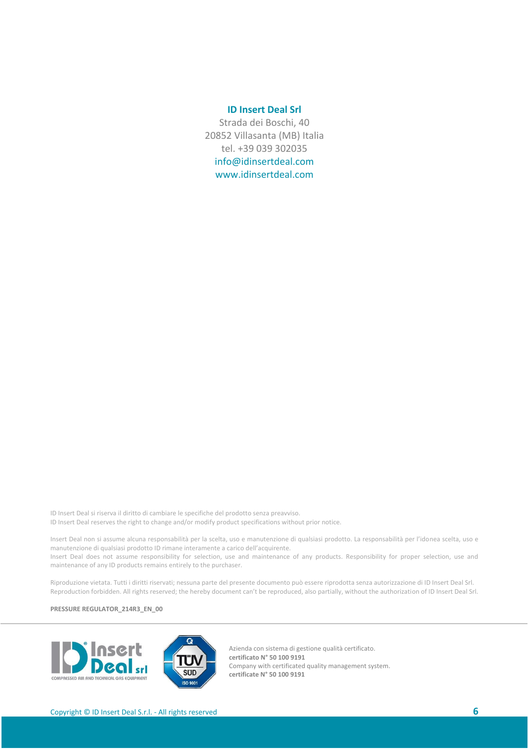**ID Insert Deal Srl**
Strada dei Boschi, 40
20852 Villasanta (MB) Italia
tel. +39 039 302035
info@idinsertdeal.com
www.idinsertdeal.com

ID Insert Deal si riserva il diritto di cambiare le specifiche del prodotto senza preavviso.
ID Insert Deal reserves the right to change and/or modify product specifications without prior notice.

Insert Deal non si assume alcuna responsabilità per la scelta, uso e manutenzione di qualsiasi prodotto. La responsabilità per l'idonea scelta, uso e manutenzione di qualsiasi prodotto ID rimane interamente a carico dell'acquirente.
Insert Deal does not assume responsibility for selection, use and maintenance of any products. Responsibility for proper selection, use and maintenance of any ID products remains entirely to the purchaser.

Riproduzione vietata. Tutti i diritti riservati; nessuna parte del presente documento può essere riprodotta senza autorizzazione di ID Insert Deal Srl.
Reproduction forbidden. All rights reserved; the hereby document can't be reproduced, also partially, without the authorization of ID Insert Deal Srl.

**PRESSURE REGULATOR_214R3_EN_00**

Azienda con sistema di gestione qualità certificato.
**certificato N° 50 100 9191**
Company with certificated quality management system.
**certificate N° 50 100 9191**

Copyright © ID Insert Deal S.r.l. - All rights reserved